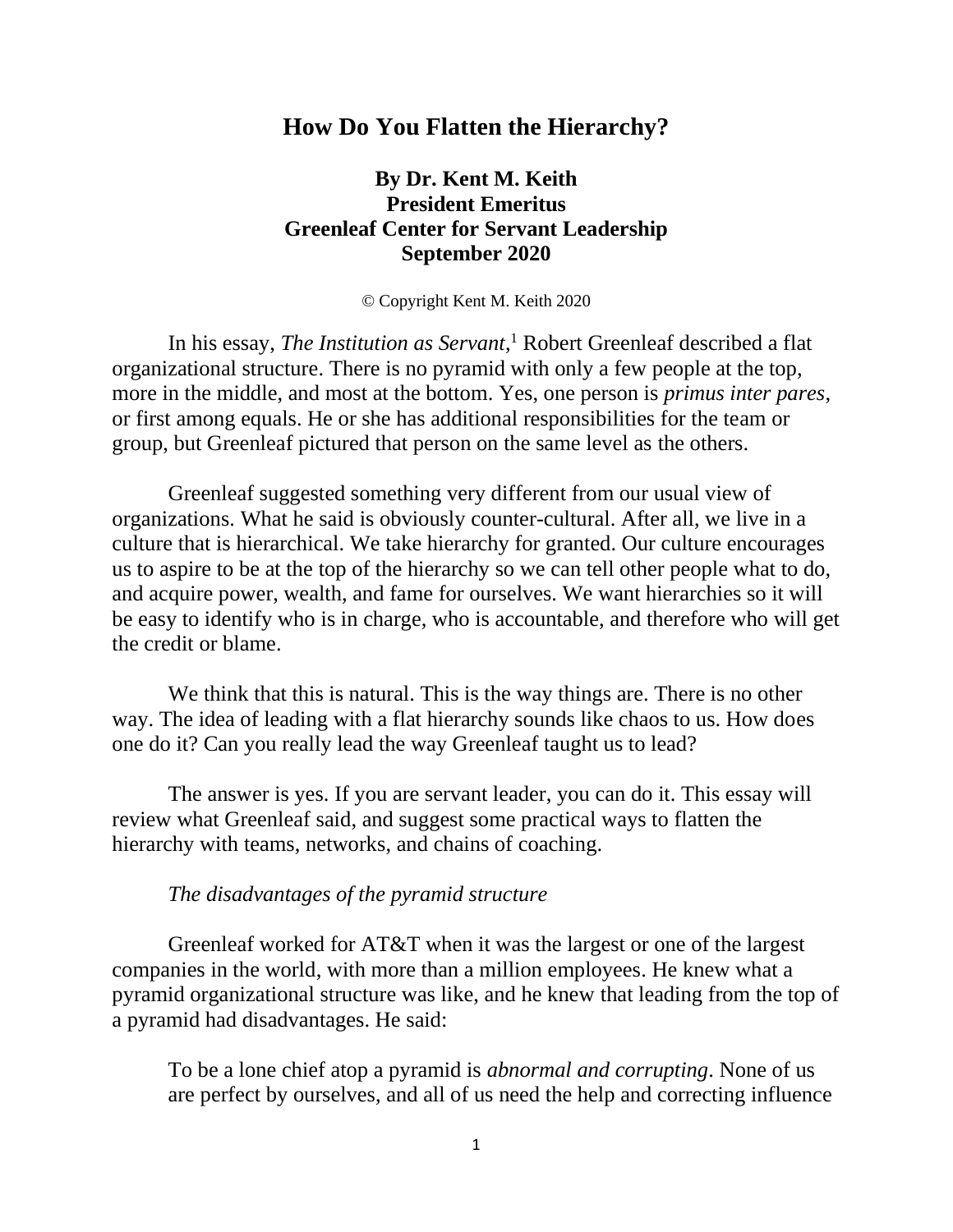# How Do You Flatten the Hierarchy?

**By Dr. Kent M. Keith**
**President Emeritus**
**Greenleaf Center for Servant Leadership**
**September 2020**

© Copyright Kent M. Keith 2020

In his essay, *The Institution as Servant*,[1] Robert Greenleaf described a flat organizational structure. There is no pyramid with only a few people at the top, more in the middle, and most at the bottom. Yes, one person is *primus inter pares*, or first among equals. He or she has additional responsibilities for the team or group, but Greenleaf pictured that person on the same level as the others.

Greenleaf suggested something very different from our usual view of organizations. What he said is obviously counter-cultural. After all, we live in a culture that is hierarchical. We take hierarchy for granted. Our culture encourages us to aspire to be at the top of the hierarchy so we can tell other people what to do, and acquire power, wealth, and fame for ourselves. We want hierarchies so it will be easy to identify who is in charge, who is accountable, and therefore who will get the credit or blame.

We think that this is natural. This is the way things are. There is no other way. The idea of leading with a flat hierarchy sounds like chaos to us. How does one do it? Can you really lead the way Greenleaf taught us to lead?

The answer is yes. If you are servant leader, you can do it. This essay will review what Greenleaf said, and suggest some practical ways to flatten the hierarchy with teams, networks, and chains of coaching.

*The disadvantages of the pyramid structure*

Greenleaf worked for AT&T when it was the largest or one of the largest companies in the world, with more than a million employees. He knew what a pyramid organizational structure was like, and he knew that leading from the top of a pyramid had disadvantages. He said:

> To be a lone chief atop a pyramid is *abnormal and corrupting*. None of us are perfect by ourselves, and all of us need the help and correcting influence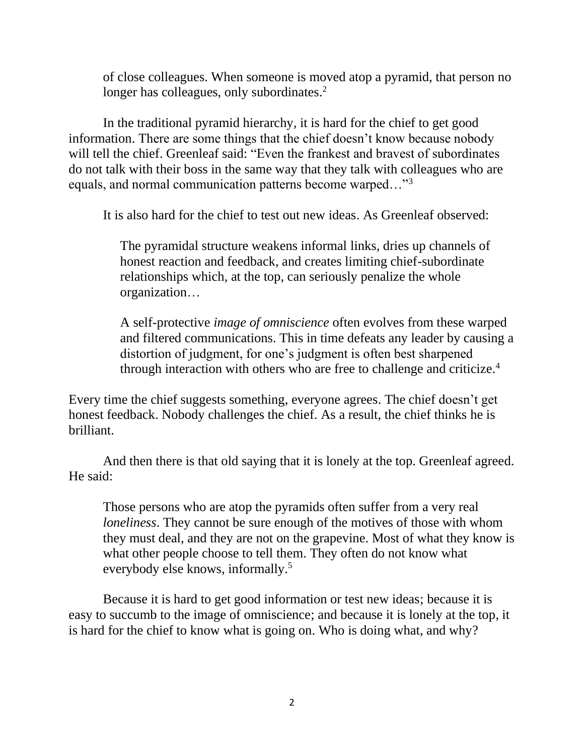of close colleagues. When someone is moved atop a pyramid, that person no longer has colleagues, only subordinates.[2]

In the traditional pyramid hierarchy, it is hard for the chief to get good information. There are some things that the chief doesn't know because nobody will tell the chief. Greenleaf said: "Even the frankest and bravest of subordinates do not talk with their boss in the same way that they talk with colleagues who are equals, and normal communication patterns become warped…"[3]

It is also hard for the chief to test out new ideas. As Greenleaf observed:

> The pyramidal structure weakens informal links, dries up channels of honest reaction and feedback, and creates limiting chief-subordinate relationships which, at the top, can seriously penalize the whole organization…
>
> A self-protective *image of omniscience* often evolves from these warped and filtered communications. This in time defeats any leader by causing a distortion of judgment, for one's judgment is often best sharpened through interaction with others who are free to challenge and criticize.[4]

Every time the chief suggests something, everyone agrees. The chief doesn't get honest feedback. Nobody challenges the chief. As a result, the chief thinks he is brilliant.

And then there is that old saying that it is lonely at the top. Greenleaf agreed. He said:

> Those persons who are atop the pyramids often suffer from a very real *loneliness*. They cannot be sure enough of the motives of those with whom they must deal, and they are not on the grapevine. Most of what they know is what other people choose to tell them. They often do not know what everybody else knows, informally.[5]

Because it is hard to get good information or test new ideas; because it is easy to succumb to the image of omniscience; and because it is lonely at the top, it is hard for the chief to know what is going on. Who is doing what, and why?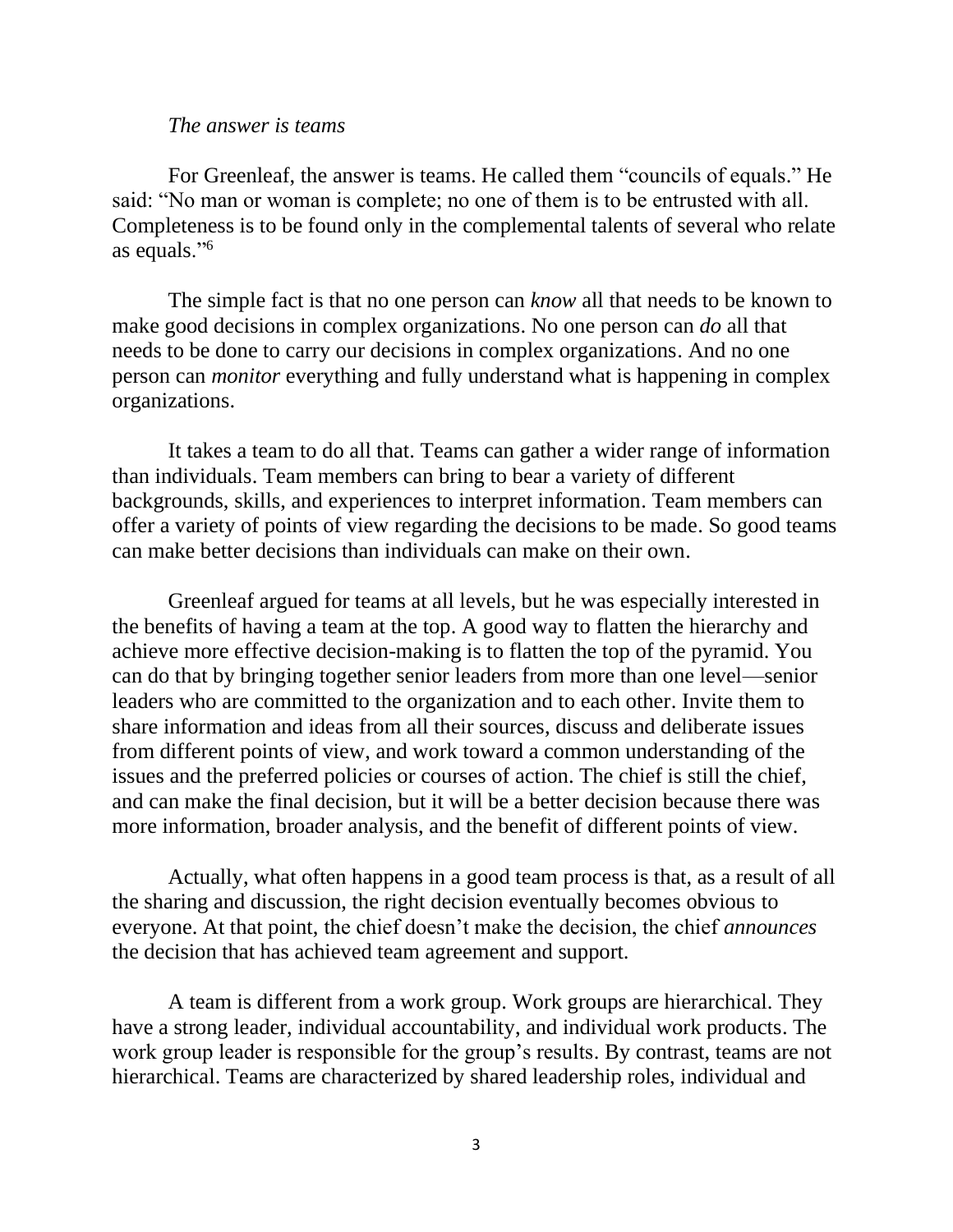*The answer is teams*

For Greenleaf, the answer is teams. He called them "councils of equals." He said: "No man or woman is complete; no one of them is to be entrusted with all. Completeness is to be found only in the complemental talents of several who relate as equals."[6]

The simple fact is that no one person can *know* all that needs to be known to make good decisions in complex organizations. No one person can *do* all that needs to be done to carry our decisions in complex organizations. And no one person can *monitor* everything and fully understand what is happening in complex organizations.

It takes a team to do all that. Teams can gather a wider range of information than individuals. Team members can bring to bear a variety of different backgrounds, skills, and experiences to interpret information. Team members can offer a variety of points of view regarding the decisions to be made. So good teams can make better decisions than individuals can make on their own.

Greenleaf argued for teams at all levels, but he was especially interested in the benefits of having a team at the top. A good way to flatten the hierarchy and achieve more effective decision-making is to flatten the top of the pyramid. You can do that by bringing together senior leaders from more than one level—senior leaders who are committed to the organization and to each other. Invite them to share information and ideas from all their sources, discuss and deliberate issues from different points of view, and work toward a common understanding of the issues and the preferred policies or courses of action. The chief is still the chief, and can make the final decision, but it will be a better decision because there was more information, broader analysis, and the benefit of different points of view.

Actually, what often happens in a good team process is that, as a result of all the sharing and discussion, the right decision eventually becomes obvious to everyone. At that point, the chief doesn't make the decision, the chief *announces* the decision that has achieved team agreement and support.

A team is different from a work group. Work groups are hierarchical. They have a strong leader, individual accountability, and individual work products. The work group leader is responsible for the group's results. By contrast, teams are not hierarchical. Teams are characterized by shared leadership roles, individual and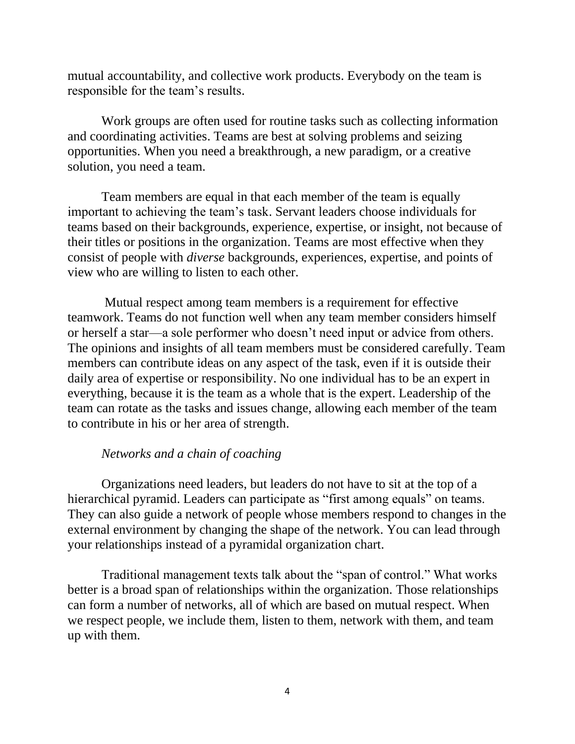mutual accountability, and collective work products. Everybody on the team is responsible for the team's results.

Work groups are often used for routine tasks such as collecting information and coordinating activities. Teams are best at solving problems and seizing opportunities. When you need a breakthrough, a new paradigm, or a creative solution, you need a team.

Team members are equal in that each member of the team is equally important to achieving the team's task. Servant leaders choose individuals for teams based on their backgrounds, experience, expertise, or insight, not because of their titles or positions in the organization. Teams are most effective when they consist of people with *diverse* backgrounds, experiences, expertise, and points of view who are willing to listen to each other.

Mutual respect among team members is a requirement for effective teamwork. Teams do not function well when any team member considers himself or herself a star—a sole performer who doesn't need input or advice from others. The opinions and insights of all team members must be considered carefully. Team members can contribute ideas on any aspect of the task, even if it is outside their daily area of expertise or responsibility. No one individual has to be an expert in everything, because it is the team as a whole that is the expert. Leadership of the team can rotate as the tasks and issues change, allowing each member of the team to contribute in his or her area of strength.

*Networks and a chain of coaching*

Organizations need leaders, but leaders do not have to sit at the top of a hierarchical pyramid. Leaders can participate as "first among equals" on teams. They can also guide a network of people whose members respond to changes in the external environment by changing the shape of the network. You can lead through your relationships instead of a pyramidal organization chart.

Traditional management texts talk about the "span of control." What works better is a broad span of relationships within the organization. Those relationships can form a number of networks, all of which are based on mutual respect. When we respect people, we include them, listen to them, network with them, and team up with them.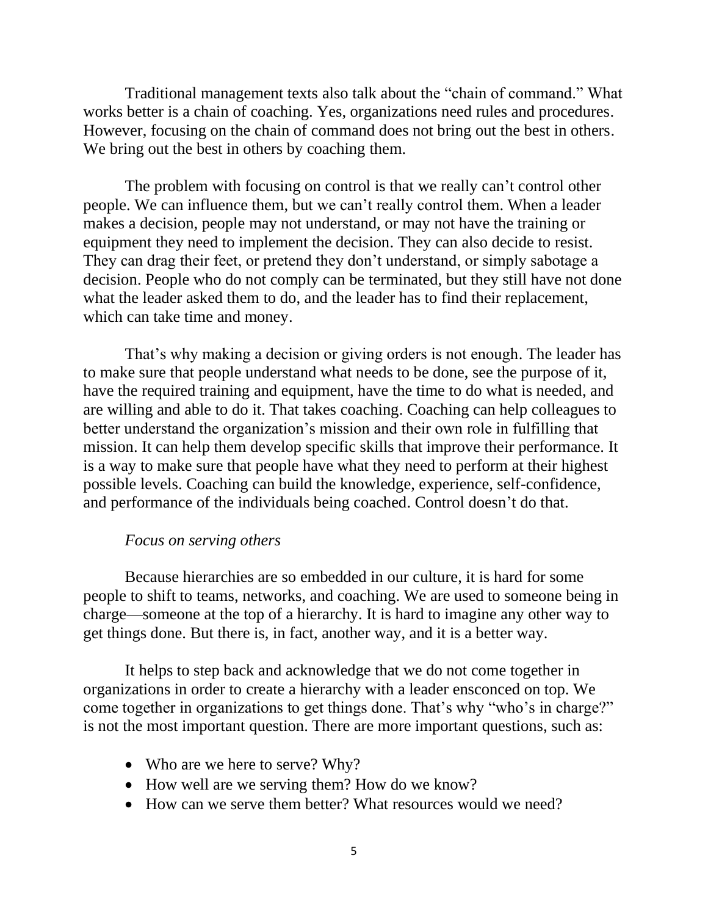Traditional management texts also talk about the "chain of command." What works better is a chain of coaching. Yes, organizations need rules and procedures. However, focusing on the chain of command does not bring out the best in others. We bring out the best in others by coaching them.

The problem with focusing on control is that we really can't control other people. We can influence them, but we can't really control them. When a leader makes a decision, people may not understand, or may not have the training or equipment they need to implement the decision. They can also decide to resist. They can drag their feet, or pretend they don't understand, or simply sabotage a decision. People who do not comply can be terminated, but they still have not done what the leader asked them to do, and the leader has to find their replacement, which can take time and money.

That's why making a decision or giving orders is not enough. The leader has to make sure that people understand what needs to be done, see the purpose of it, have the required training and equipment, have the time to do what is needed, and are willing and able to do it. That takes coaching. Coaching can help colleagues to better understand the organization's mission and their own role in fulfilling that mission. It can help them develop specific skills that improve their performance. It is a way to make sure that people have what they need to perform at their highest possible levels. Coaching can build the knowledge, experience, self-confidence, and performance of the individuals being coached. Control doesn't do that.

*Focus on serving others*

Because hierarchies are so embedded in our culture, it is hard for some people to shift to teams, networks, and coaching. We are used to someone being in charge—someone at the top of a hierarchy. It is hard to imagine any other way to get things done. But there is, in fact, another way, and it is a better way.

It helps to step back and acknowledge that we do not come together in organizations in order to create a hierarchy with a leader ensconced on top. We come together in organizations to get things done. That's why "who's in charge?" is not the most important question. There are more important questions, such as:

- Who are we here to serve? Why?
- How well are we serving them? How do we know?
- How can we serve them better? What resources would we need?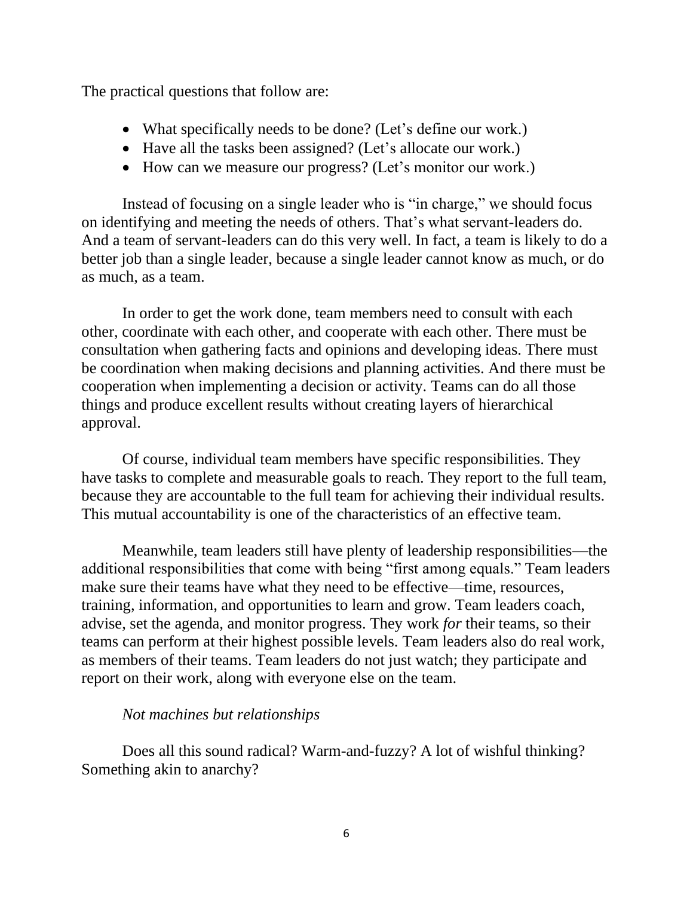The practical questions that follow are:

- What specifically needs to be done? (Let's define our work.)
- Have all the tasks been assigned? (Let's allocate our work.)
- How can we measure our progress? (Let's monitor our work.)

Instead of focusing on a single leader who is "in charge," we should focus on identifying and meeting the needs of others. That's what servant-leaders do. And a team of servant-leaders can do this very well. In fact, a team is likely to do a better job than a single leader, because a single leader cannot know as much, or do as much, as a team.

In order to get the work done, team members need to consult with each other, coordinate with each other, and cooperate with each other. There must be consultation when gathering facts and opinions and developing ideas. There must be coordination when making decisions and planning activities. And there must be cooperation when implementing a decision or activity. Teams can do all those things and produce excellent results without creating layers of hierarchical approval.

Of course, individual team members have specific responsibilities. They have tasks to complete and measurable goals to reach. They report to the full team, because they are accountable to the full team for achieving their individual results. This mutual accountability is one of the characteristics of an effective team.

Meanwhile, team leaders still have plenty of leadership responsibilities—the additional responsibilities that come with being "first among equals." Team leaders make sure their teams have what they need to be effective—time, resources, training, information, and opportunities to learn and grow. Team leaders coach, advise, set the agenda, and monitor progress. They work *for* their teams, so their teams can perform at their highest possible levels. Team leaders also do real work, as members of their teams. Team leaders do not just watch; they participate and report on their work, along with everyone else on the team.

*Not machines but relationships*

Does all this sound radical? Warm-and-fuzzy? A lot of wishful thinking? Something akin to anarchy?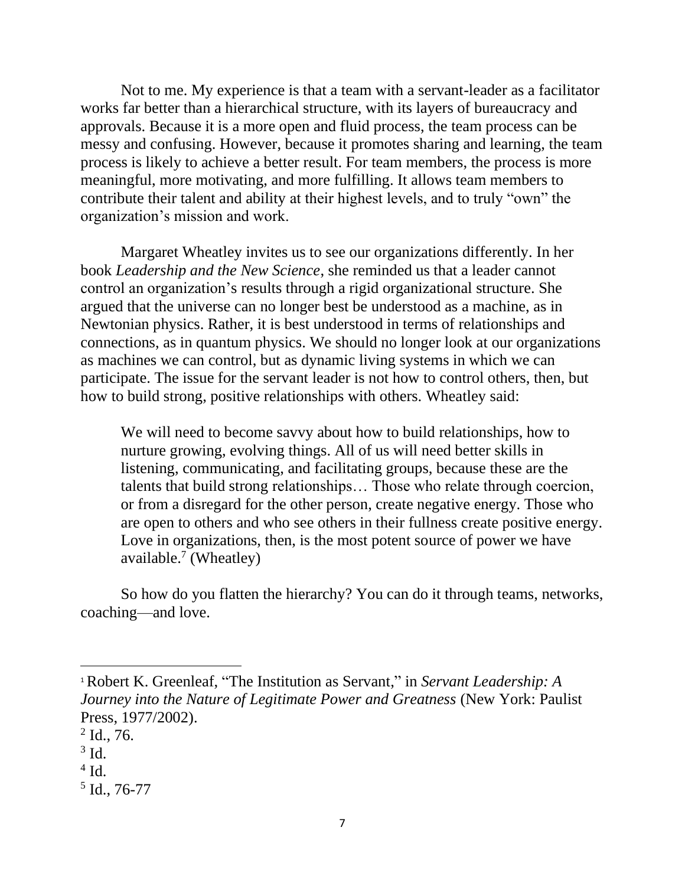Not to me. My experience is that a team with a servant-leader as a facilitator works far better than a hierarchical structure, with its layers of bureaucracy and approvals. Because it is a more open and fluid process, the team process can be messy and confusing. However, because it promotes sharing and learning, the team process is likely to achieve a better result. For team members, the process is more meaningful, more motivating, and more fulfilling. It allows team members to contribute their talent and ability at their highest levels, and to truly "own" the organization's mission and work.

Margaret Wheatley invites us to see our organizations differently. In her book *Leadership and the New Science*, she reminded us that a leader cannot control an organization's results through a rigid organizational structure. She argued that the universe can no longer best be understood as a machine, as in Newtonian physics. Rather, it is best understood in terms of relationships and connections, as in quantum physics. We should no longer look at our organizations as machines we can control, but as dynamic living systems in which we can participate. The issue for the servant leader is not how to control others, then, but how to build strong, positive relationships with others. Wheatley said:

> We will need to become savvy about how to build relationships, how to nurture growing, evolving things. All of us will need better skills in listening, communicating, and facilitating groups, because these are the talents that build strong relationships… Those who relate through coercion, or from a disregard for the other person, create negative energy. Those who are open to others and who see others in their fullness create positive energy. Love in organizations, then, is the most potent source of power we have available.[7] (Wheatley)

So how do you flatten the hierarchy? You can do it through teams, networks, coaching—and love.

---

[1] Robert K. Greenleaf, "The Institution as Servant," in *Servant Leadership: A Journey into the Nature of Legitimate Power and Greatness* (New York: Paulist Press, 1977/2002).

[2] Id., 76.

[3] Id.

[4] Id.

[5] Id., 76-77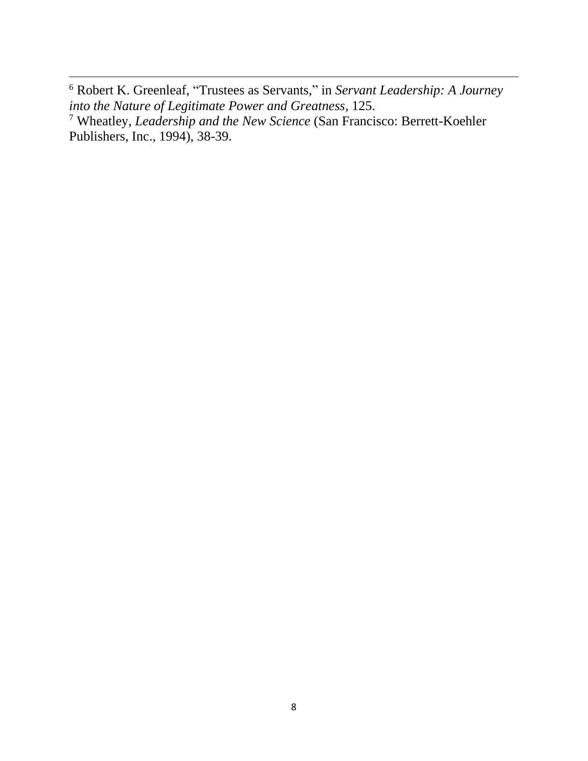[6] Robert K. Greenleaf, "Trustees as Servants," in *Servant Leadership: A Journey into the Nature of Legitimate Power and Greatness*, 125.

[7] Wheatley, *Leadership and the New Science* (San Francisco: Berrett-Koehler Publishers, Inc., 1994), 38-39.